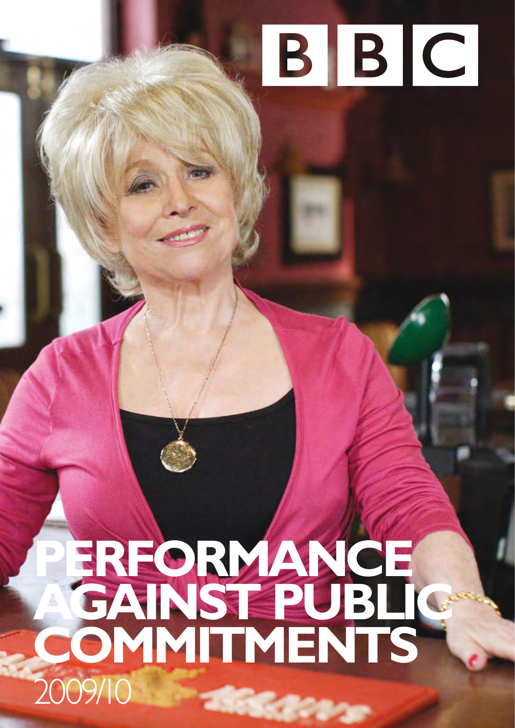BBC

# PERFORMANCE AGAINST PUBLIC COMMITMENTS

2009/10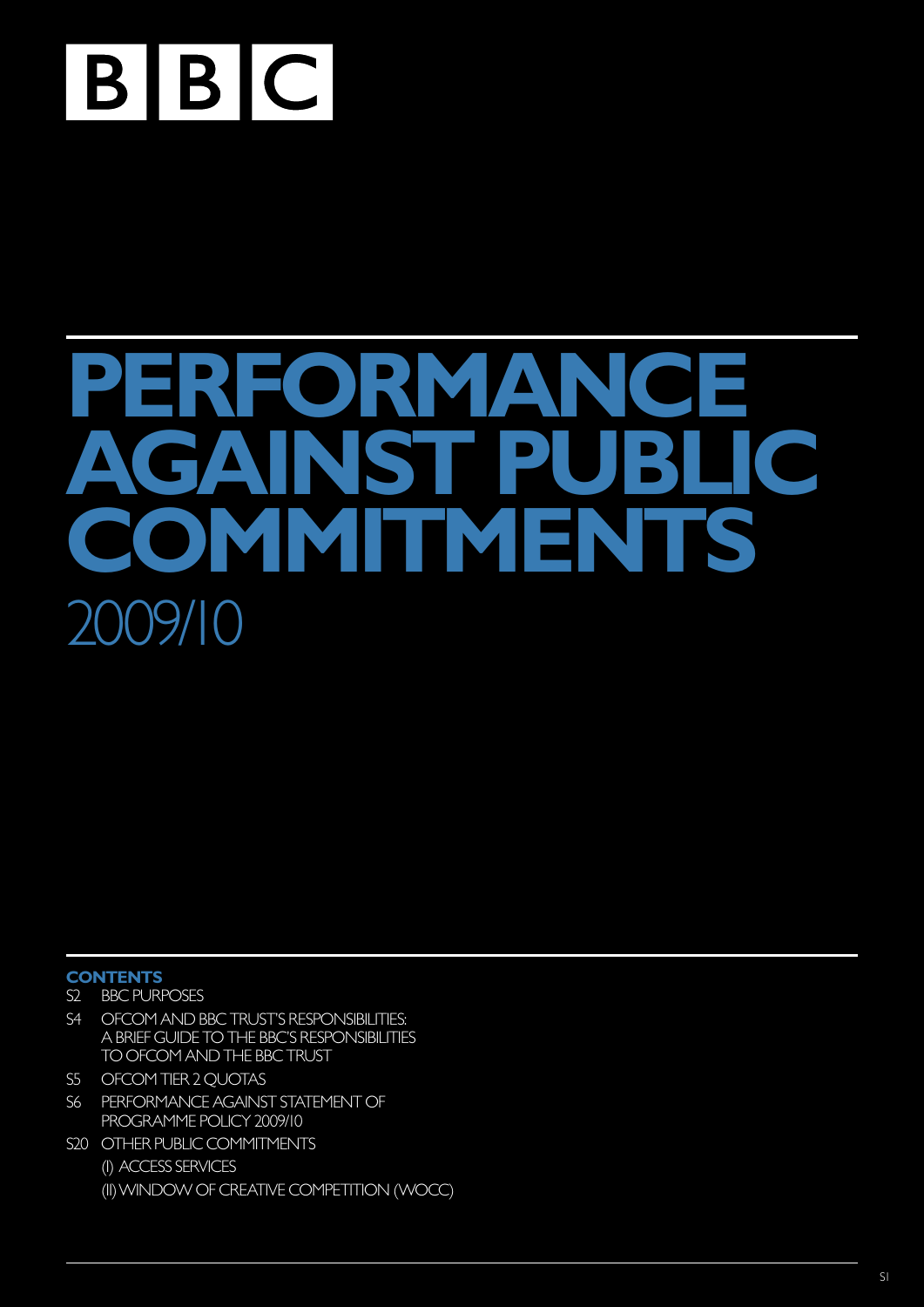BBC

# PERFORMANCE AGAINST PUBLIC COMMITMENTS 2009/10

## CONTENTS

- S2 BBC PURPOSES
- S4 OFCOM AND BBC TRUST'S RESPONSIBILITIES: A BRIEF GUIDE TO THE BBC'S RESPONSIBILITIES TO OFCOM AND THE BBC TRUST
- S5 OFCOM TIER 2 QUOTAS
- S6 PERFORMANCE AGAINST STATEMENT OF PROGRAMME POLICY 2009/10
- S20 OTHER PUBLIC COMMITMENTS
  - (I) ACCESS SERVICES
  - (II) WINDOW OF CREATIVE COMPETITION (WOCC)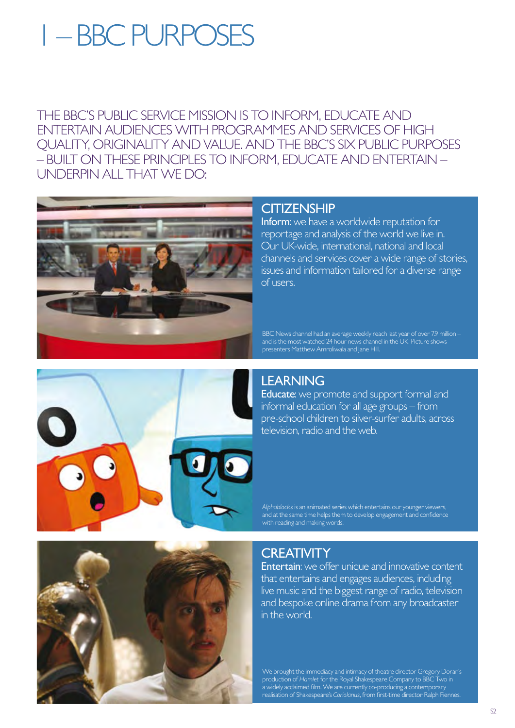# 1 – BBC PURPOSES

THE BBC'S PUBLIC SERVICE MISSION IS TO INFORM, EDUCATE AND ENTERTAIN AUDIENCES WITH PROGRAMMES AND SERVICES OF HIGH QUALITY, ORIGINALITY AND VALUE. AND THE BBC'S SIX PUBLIC PURPOSES – BUILT ON THESE PRINCIPLES TO INFORM, EDUCATE AND ENTERTAIN – UNDERPIN ALL THAT WE DO:

## CITIZENSHIP

**Inform**: we have a worldwide reputation for reportage and analysis of the world we live in. Our UK-wide, international, national and local channels and services cover a wide range of stories, issues and information tailored for a diverse range of users.

BBC News channel had an average weekly reach last year of over 7.9 million – and is the most watched 24 hour news channel in the UK. Picture shows presenters Matthew Amroliwala and Jane Hill.

## LEARNING

**Educate**: we promote and support formal and informal education for all age groups – from pre-school children to silver-surfer adults, across television, radio and the web.

*Alphablocks* is an animated series which entertains our younger viewers, and at the same time helps them to develop engagement and confidence with reading and making words.

## CREATIVITY

**Entertain**: we offer unique and innovative content that entertains and engages audiences, including live music and the biggest range of radio, television and bespoke online drama from any broadcaster in the world.

We brought the immediacy and intimacy of theatre director Gregory Doran's production of *Hamlet* for the Royal Shakespeare Company to BBC Two in a widely acclaimed film. We are currently co-producing a contemporary realisation of Shakespeare's *Coriolanus*, from first-time director Ralph Fiennes.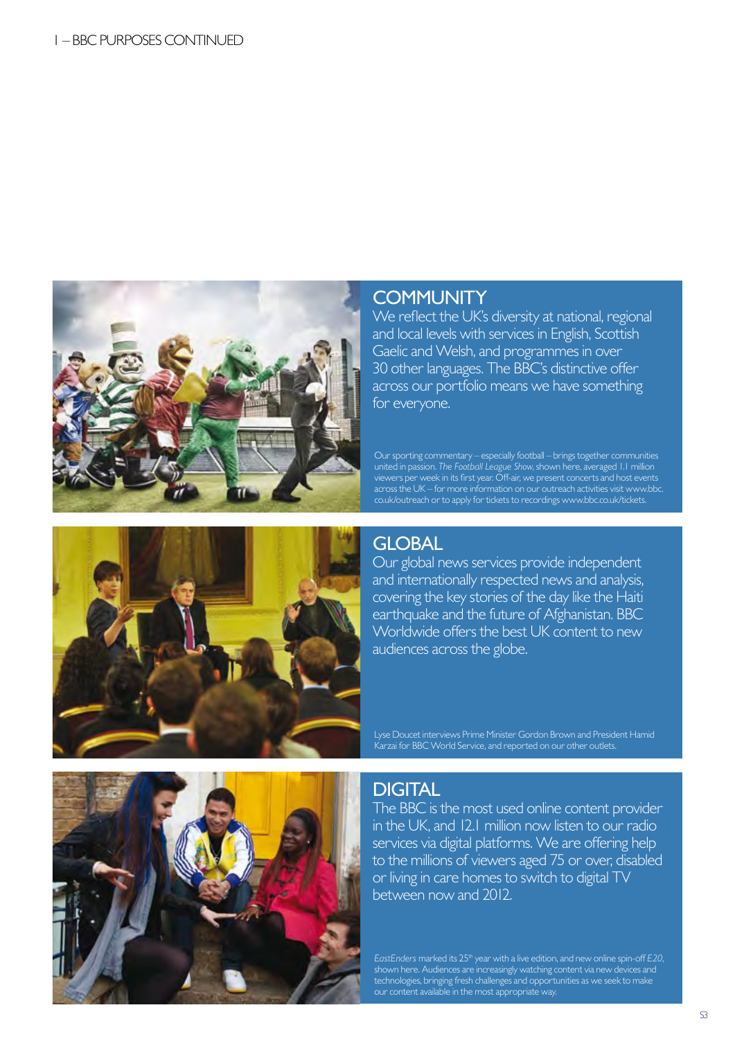## COMMUNITY

We reflect the UK's diversity at national, regional and local levels with services in English, Scottish Gaelic and Welsh, and programmes in over 30 other languages. The BBC's distinctive offer across our portfolio means we have something for everyone.

Our sporting commentary – especially football – brings together communities united in passion. *The Football League Show*, shown here, averaged 1.1 million viewers per week in its first year. Off-air, we present concerts and host events across the UK – for more information on our outreach activities visit www.bbc.co.uk/outreach or to apply for tickets to recordings www.bbc.co.uk/tickets.

## GLOBAL

Our global news services provide independent and internationally respected news and analysis, covering the key stories of the day like the Haiti earthquake and the future of Afghanistan. BBC Worldwide offers the best UK content to new audiences across the globe.

Lyse Doucet interviews Prime Minister Gordon Brown and President Hamid Karzai for BBC World Service, and reported on our other outlets.

## DIGITAL

The BBC is the most used online content provider in the UK, and 12.1 million now listen to our radio services via digital platforms. We are offering help to the millions of viewers aged 75 or over, disabled or living in care homes to switch to digital TV between now and 2012.

*EastEnders* marked its 25th year with a live edition, and new online spin-off *E20*, shown here. Audiences are increasingly watching content via new devices and technologies, bringing fresh challenges and opportunities as we seek to make our content available in the most appropriate way.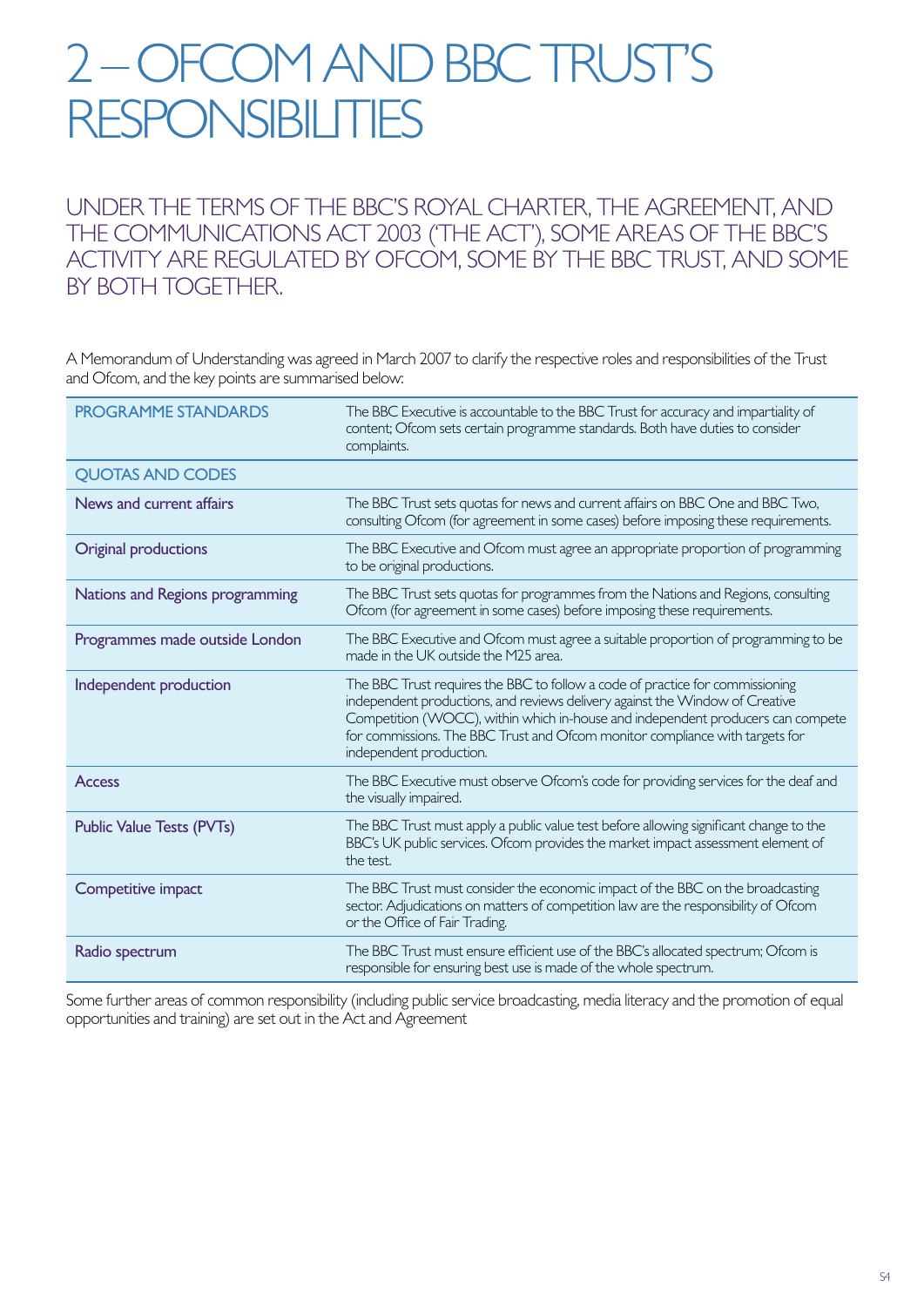# 2 – OFCOM AND BBC TRUST'S RESPONSIBILITIES

## UNDER THE TERMS OF THE BBC'S ROYAL CHARTER, THE AGREEMENT, AND THE COMMUNICATIONS ACT 2003 ('THE ACT'), SOME AREAS OF THE BBC'S ACTIVITY ARE REGULATED BY OFCOM, SOME BY THE BBC TRUST, AND SOME BY BOTH TOGETHER.

A Memorandum of Understanding was agreed in March 2007 to clarify the respective roles and responsibilities of the Trust and Ofcom, and the key points are summarised below:

| | |
|---|---|
| PROGRAMME STANDARDS | The BBC Executive is accountable to the BBC Trust for accuracy and impartiality of content; Ofcom sets certain programme standards. Both have duties to consider complaints. |
| QUOTAS AND CODES | |
| News and current affairs | The BBC Trust sets quotas for news and current affairs on BBC One and BBC Two, consulting Ofcom (for agreement in some cases) before imposing these requirements. |
| Original productions | The BBC Executive and Ofcom must agree an appropriate proportion of programming to be original productions. |
| Nations and Regions programming | The BBC Trust sets quotas for programmes from the Nations and Regions, consulting Ofcom (for agreement in some cases) before imposing these requirements. |
| Programmes made outside London | The BBC Executive and Ofcom must agree a suitable proportion of programming to be made in the UK outside the M25 area. |
| Independent production | The BBC Trust requires the BBC to follow a code of practice for commissioning independent productions, and reviews delivery against the Window of Creative Competition (WOCC), within which in-house and independent producers can compete for commissions. The BBC Trust and Ofcom monitor compliance with targets for independent production. |
| Access | The BBC Executive must observe Ofcom's code for providing services for the deaf and the visually impaired. |
| Public Value Tests (PVTs) | The BBC Trust must apply a public value test before allowing significant change to the BBC's UK public services. Ofcom provides the market impact assessment element of the test. |
| Competitive impact | The BBC Trust must consider the economic impact of the BBC on the broadcasting sector. Adjudications on matters of competition law are the responsibility of Ofcom or the Office of Fair Trading. |
| Radio spectrum | The BBC Trust must ensure efficient use of the BBC's allocated spectrum; Ofcom is responsible for ensuring best use is made of the whole spectrum. |

Some further areas of common responsibility (including public service broadcasting, media literacy and the promotion of equal opportunities and training) are set out in the Act and Agreement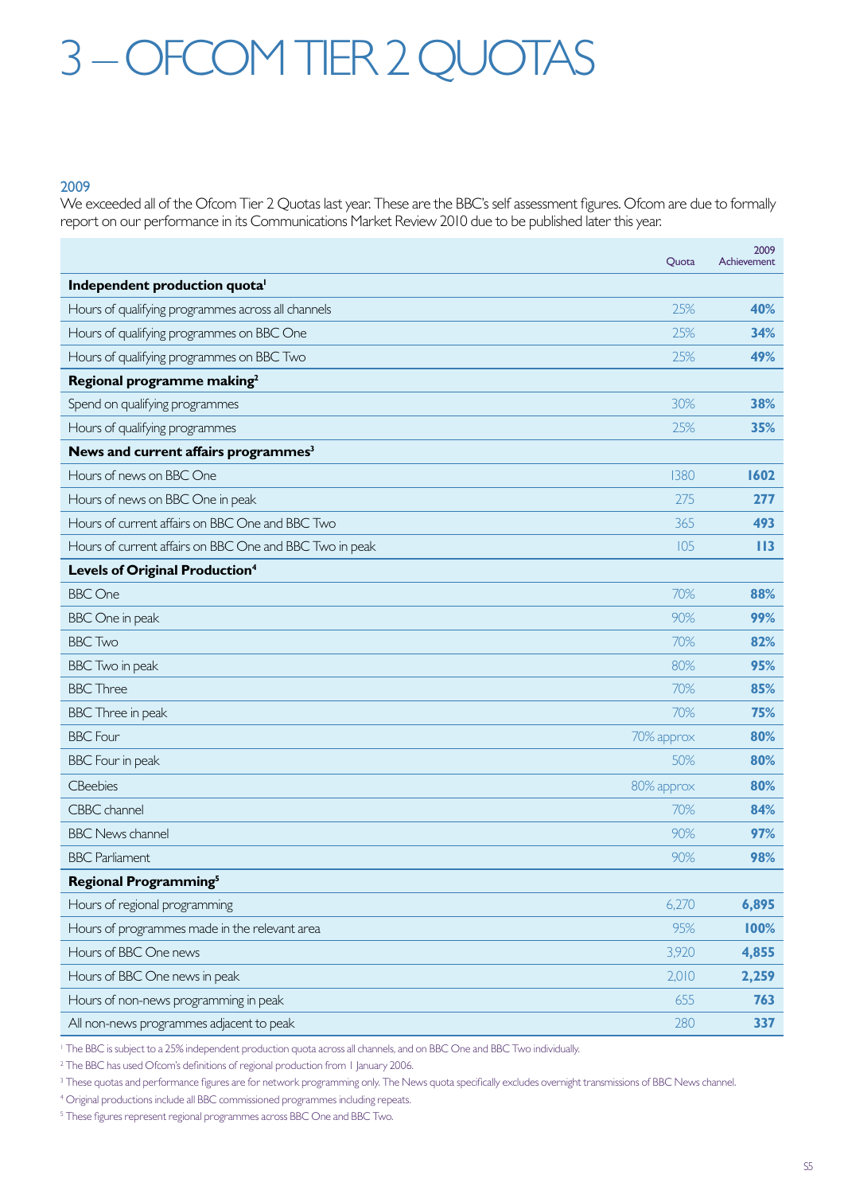# 3 – OFCOM TIER 2 QUOTAS

## 2009

We exceeded all of the Ofcom Tier 2 Quotas last year. These are the BBC's self assessment figures. Ofcom are due to formally report on our performance in its Communications Market Review 2010 due to be published later this year.

| | Quota | 2009 Achievement |
|---|---|---|
| **Independent production quota**[1] | | |
| Hours of qualifying programmes across all channels | 25% | **40%** |
| Hours of qualifying programmes on BBC One | 25% | **34%** |
| Hours of qualifying programmes on BBC Two | 25% | **49%** |
| **Regional programme making**[2] | | |
| Spend on qualifying programmes | 30% | **38%** |
| Hours of qualifying programmes | 25% | **35%** |
| **News and current affairs programmes**[3] | | |
| Hours of news on BBC One | 1380 | **1602** |
| Hours of news on BBC One in peak | 275 | **277** |
| Hours of current affairs on BBC One and BBC Two | 365 | **493** |
| Hours of current affairs on BBC One and BBC Two in peak | 105 | **113** |
| **Levels of Original Production**[4] | | |
| BBC One | 70% | **88%** |
| BBC One in peak | 90% | **99%** |
| BBC Two | 70% | **82%** |
| BBC Two in peak | 80% | **95%** |
| BBC Three | 70% | **85%** |
| BBC Three in peak | 70% | **75%** |
| BBC Four | 70% approx | **80%** |
| BBC Four in peak | 50% | **80%** |
| CBeebies | 80% approx | **80%** |
| CBBC channel | 70% | **84%** |
| BBC News channel | 90% | **97%** |
| BBC Parliament | 90% | **98%** |
| **Regional Programming**[5] | | |
| Hours of regional programming | 6,270 | **6,895** |
| Hours of programmes made in the relevant area | 95% | **100%** |
| Hours of BBC One news | 3,920 | **4,855** |
| Hours of BBC One news in peak | 2,010 | **2,259** |
| Hours of non-news programming in peak | 655 | **763** |
| All non-news programmes adjacent to peak | 280 | **337** |

[1] The BBC is subject to a 25% independent production quota across all channels, and on BBC One and BBC Two individually.

[2] The BBC has used Ofcom's definitions of regional production from 1 January 2006.

[3] These quotas and performance figures are for network programming only. The News quota specifically excludes overnight transmissions of BBC News channel.

[4] Original productions include all BBC commissioned programmes including repeats.

[5] These figures represent regional programmes across BBC One and BBC Two.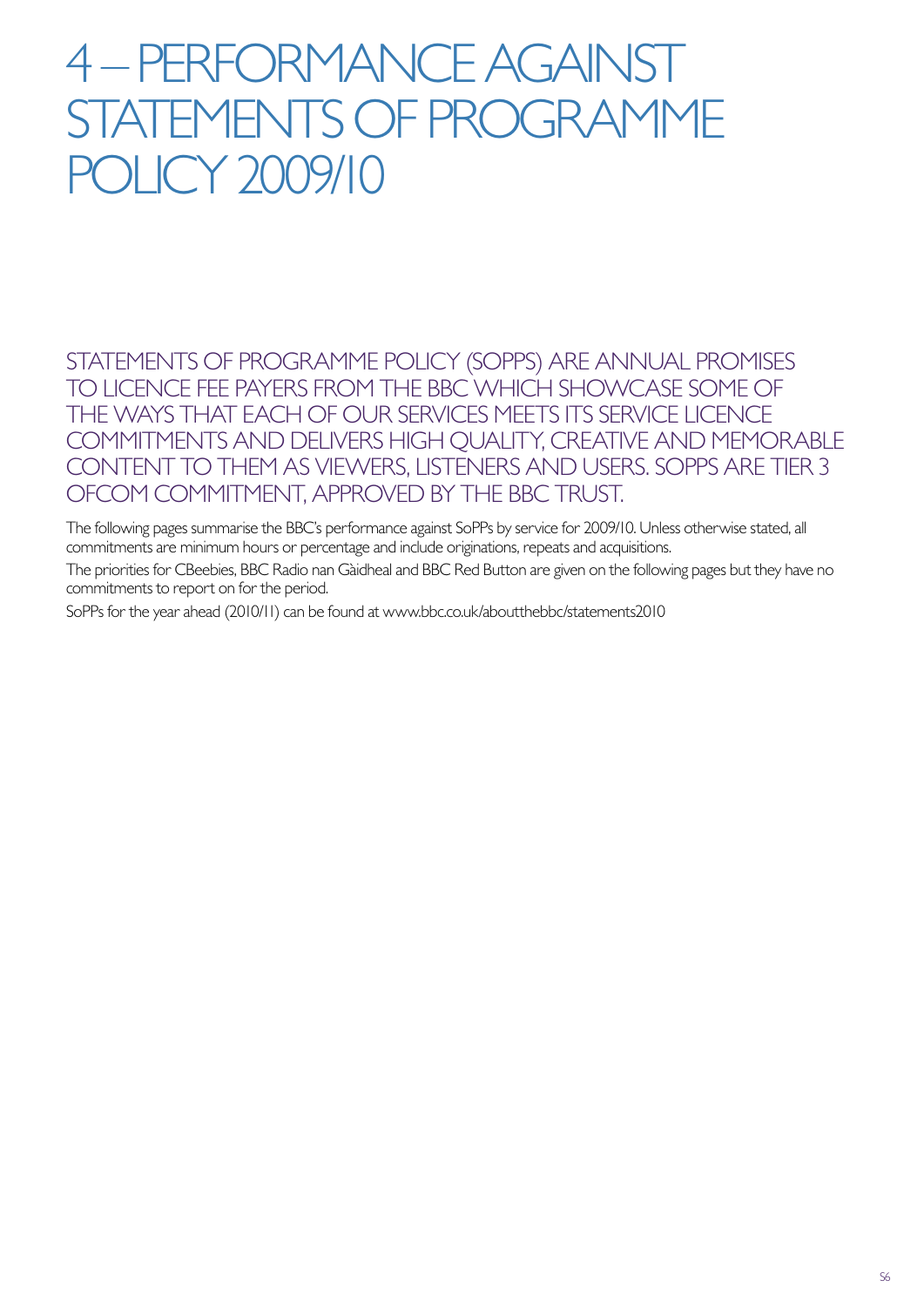# 4 – PERFORMANCE AGAINST STATEMENTS OF PROGRAMME POLICY 2009/10

## STATEMENTS OF PROGRAMME POLICY (SOPPS) ARE ANNUAL PROMISES TO LICENCE FEE PAYERS FROM THE BBC WHICH SHOWCASE SOME OF THE WAYS THAT EACH OF OUR SERVICES MEETS ITS SERVICE LICENCE COMMITMENTS AND DELIVERS HIGH QUALITY, CREATIVE AND MEMORABLE CONTENT TO THEM AS VIEWERS, LISTENERS AND USERS. SOPPS ARE TIER 3 OFCOM COMMITMENT, APPROVED BY THE BBC TRUST.

The following pages summarise the BBC's performance against SoPPs by service for 2009/10. Unless otherwise stated, all commitments are minimum hours or percentage and include originations, repeats and acquisitions.

The priorities for CBeebies, BBC Radio nan Gàidheal and BBC Red Button are given on the following pages but they have no commitments to report on for the period.

SoPPs for the year ahead (2010/11) can be found at www.bbc.co.uk/aboutthebbc/statements2010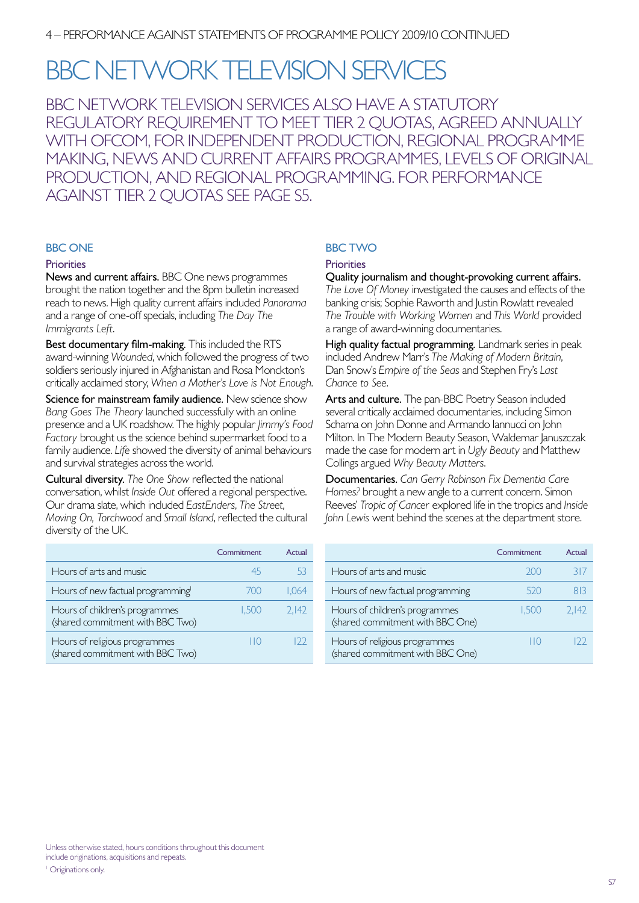4 – PERFORMANCE AGAINST STATEMENTS OF PROGRAMME POLICY 2009/10 CONTINUED

# BBC NETWORK TELEVISION SERVICES

BBC NETWORK TELEVISION SERVICES ALSO HAVE A STATUTORY REGULATORY REQUIREMENT TO MEET TIER 2 QUOTAS, AGREED ANNUALLY WITH OFCOM, FOR INDEPENDENT PRODUCTION, REGIONAL PROGRAMME MAKING, NEWS AND CURRENT AFFAIRS PROGRAMMES, LEVELS OF ORIGINAL PRODUCTION, AND REGIONAL PROGRAMMING. FOR PERFORMANCE AGAINST TIER 2 QUOTAS SEE PAGE S5.

## BBC ONE

### Priorities

**News and current affairs.** BBC One news programmes brought the nation together and the 8pm bulletin increased reach to news. High quality current affairs included *Panorama* and a range of one-off specials, including *The Day The Immigrants Left*.

**Best documentary film-making.** This included the RTS award-winning *Wounded*, which followed the progress of two soldiers seriously injured in Afghanistan and Rosa Monckton's critically acclaimed story, *When a Mother's Love is Not Enough*.

**Science for mainstream family audience.** New science show *Bang Goes The Theory* launched successfully with an online presence and a UK roadshow. The highly popular *Jimmy's Food Factory* brought us the science behind supermarket food to a family audience. *Life* showed the diversity of animal behaviours and survival strategies across the world.

**Cultural diversity.** *The One Show* reflected the national conversation, whilst *Inside Out* offered a regional perspective. Our drama slate, which included *EastEnders*, *The Street, Moving On, Torchwood* and *Small Island*, reflected the cultural diversity of the UK.

| | Commitment | Actual |
|---|---|---|
| Hours of arts and music | 45 | 53 |
| Hours of new factual programming[1] | 700 | 1,064 |
| Hours of children's programmes (shared commitment with BBC Two) | 1,500 | 2,142 |
| Hours of religious programmes (shared commitment with BBC Two) | 110 | 122 |

## BBC TWO

### Priorities

**Quality journalism and thought-provoking current affairs.** *The Love Of Money* investigated the causes and effects of the banking crisis; Sophie Raworth and Justin Rowlatt revealed *The Trouble with Working Women* and *This World* provided a range of award-winning documentaries.

**High quality factual programming.** Landmark series in peak included Andrew Marr's *The Making of Modern Britain*, Dan Snow's *Empire of the Seas* and Stephen Fry's *Last Chance to See*.

**Arts and culture.** The pan-BBC Poetry Season included several critically acclaimed documentaries, including Simon Schama on John Donne and Armando Iannucci on John Milton. In The Modern Beauty Season, Waldemar Januszczak made the case for modern art in *Ugly Beauty* and Matthew Collings argued *Why Beauty Matters*.

**Documentaries.** *Can Gerry Robinson Fix Dementia Care Homes?* brought a new angle to a current concern. Simon Reeves' *Tropic of Cancer* explored life in the tropics and *Inside John Lewis* went behind the scenes at the department store.

| | Commitment | Actual |
|---|---|---|
| Hours of arts and music | 200 | 317 |
| Hours of new factual programming | 520 | 813 |
| Hours of children's programmes (shared commitment with BBC One) | 1,500 | 2,142 |
| Hours of religious programmes (shared commitment with BBC One) | 110 | 122 |

Unless otherwise stated, hours conditions throughout this document include originations, acquisitions and repeats.

[1] Originations only.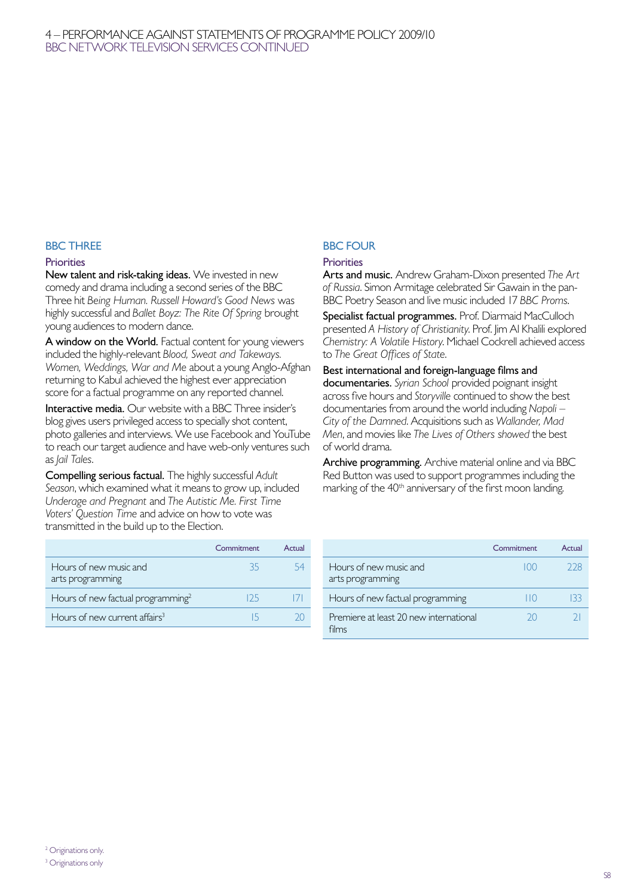## BBC THREE

### Priorities

**New talent and risk-taking ideas.** We invested in new comedy and drama including a second series of the BBC Three hit *Being Human. Russell Howard's Good News* was highly successful and *Ballet Boyz: The Rite Of Spring* brought young audiences to modern dance.

**A window on the World.** Factual content for young viewers included the highly-relevant *Blood, Sweat and Takeways. Women, Weddings, War and Me* about a young Anglo-Afghan returning to Kabul achieved the highest ever appreciation score for a factual programme on any reported channel.

**Interactive media.** Our website with a BBC Three insider's blog gives users privileged access to specially shot content, photo galleries and interviews. We use Facebook and YouTube to reach our target audience and have web-only ventures such as *Jail Tales*.

**Compelling serious factual.** The highly successful *Adult Season*, which examined what it means to grow up, included *Underage and Pregnant* and *The Autistic Me. First Time Voters' Question Time* and advice on how to vote was transmitted in the build up to the Election.

| | Commitment | Actual |
|---|---|---|
| Hours of new music and arts programming | 35 | 54 |
| Hours of new factual programming[2] | 125 | 171 |
| Hours of new current affairs[3] | 15 | 20 |

## BBC FOUR

### Priorities

**Arts and music.** Andrew Graham-Dixon presented *The Art of Russia*. Simon Armitage celebrated Sir Gawain in the pan-BBC Poetry Season and live music included 17 *BBC Proms*.

**Specialist factual programmes.** Prof. Diarmaid MacCulloch presented *A History of Christianity*. Prof. Jim Al Khalili explored *Chemistry: A Volatile History*. Michael Cockrell achieved access to *The Great Offices of State*.

**Best international and foreign-language films and documentaries.** *Syrian School* provided poignant insight across five hours and *Storyville* continued to show the best documentaries from around the world including *Napoli – City of the Damned*. Acquisitions such as *Wallander, Mad Men*, and movies like *The Lives of Others showed* the best of world drama.

**Archive programming.** Archive material online and via BBC Red Button was used to support programmes including the marking of the 40th anniversary of the first moon landing.

| | Commitment | Actual |
|---|---|---|
| Hours of new music and arts programming | 100 | 228 |
| Hours of new factual programming | 110 | 133 |
| Premiere at least 20 new international films | 20 | 21 |

[2] Originations only.

[3] Originations only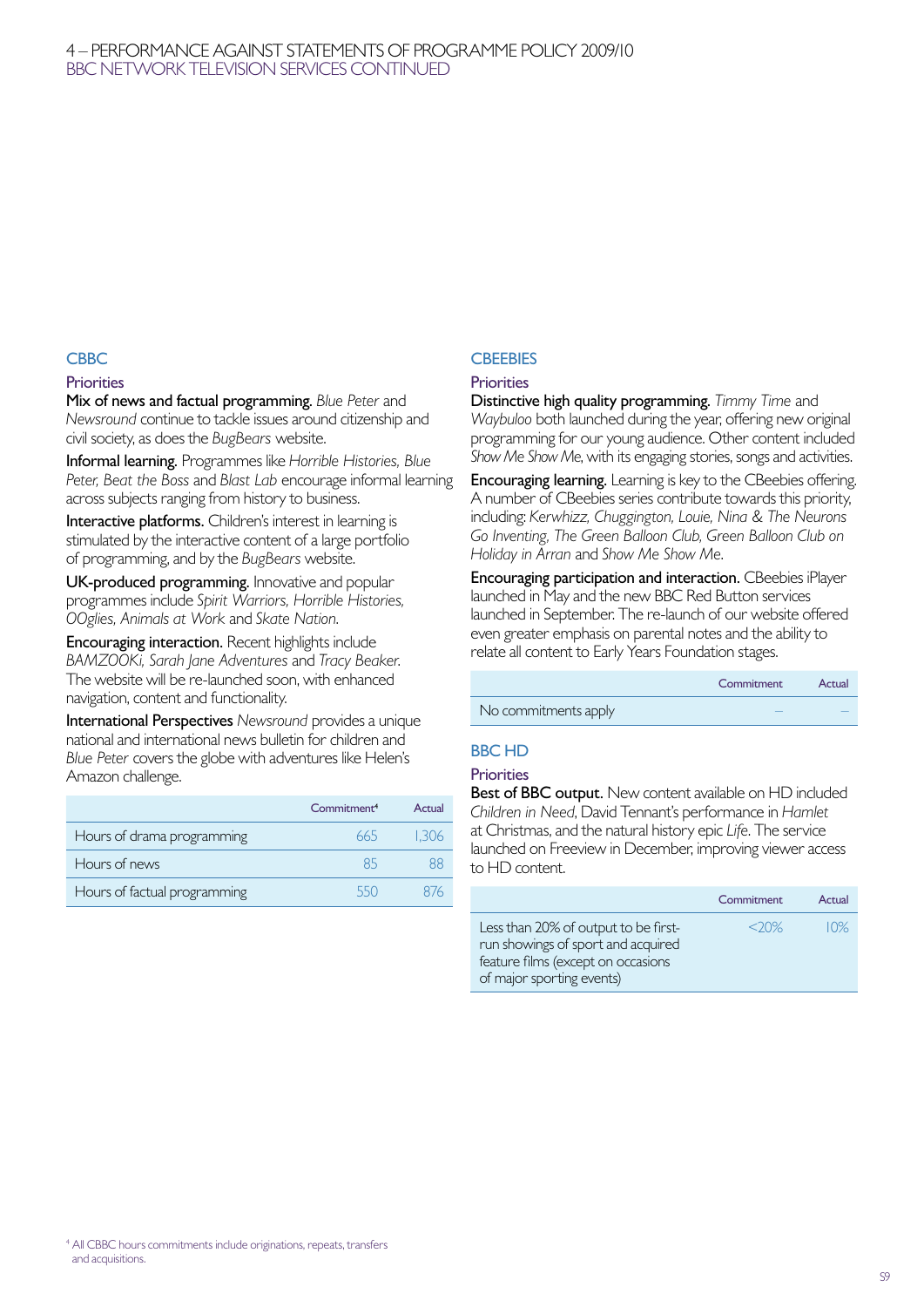# 4 – PERFORMANCE AGAINST STATEMENTS OF PROGRAMME POLICY 2009/10
## BBC NETWORK TELEVISION SERVICES CONTINUED

### CBBC

#### Priorities

**Mix of news and factual programming.** *Blue Peter* and *Newsround* continue to tackle issues around citizenship and civil society, as does the *BugBears* website.

**Informal learning.** Programmes like *Horrible Histories, Blue Peter, Beat the Boss* and *Blast Lab* encourage informal learning across subjects ranging from history to business.

**Interactive platforms.** Children's interest in learning is stimulated by the interactive content of a large portfolio of programming, and by the *BugBears* website.

**UK-produced programming.** Innovative and popular programmes include *Spirit Warriors, Horrible Histories, OOglies, Animals at Work* and *Skate Nation*.

**Encouraging interaction.** Recent highlights include *BAMZOOKi, Sarah Jane Adventures* and *Tracy Beaker*. The website will be re-launched soon, with enhanced navigation, content and functionality.

**International Perspectives** *Newsround* provides a unique national and international news bulletin for children and *Blue Peter* covers the globe with adventures like Helen's Amazon challenge.

| | Commitment[4] | Actual |
|---|---|---|
| Hours of drama programming | 665 | 1,306 |
| Hours of news | 85 | 88 |
| Hours of factual programming | 550 | 876 |

### CBEEBIES

#### Priorities

**Distinctive high quality programming.** *Timmy Time* and *Waybuloo* both launched during the year, offering new original programming for our young audience. Other content included *Show Me Show Me*, with its engaging stories, songs and activities.

**Encouraging learning.** Learning is key to the CBeebies offering. A number of CBeebies series contribute towards this priority, including: *Kerwhizz, Chuggington, Louie, Nina & The Neurons Go Inventing, The Green Balloon Club, Green Balloon Club on Holiday in Arran* and *Show Me Show Me*.

**Encouraging participation and interaction.** CBeebies iPlayer launched in May and the new BBC Red Button services launched in September. The re-launch of our website offered even greater emphasis on parental notes and the ability to relate all content to Early Years Foundation stages.

| | Commitment | Actual |
|---|---|---|
| No commitments apply | – | – |

### BBC HD

#### Priorities

**Best of BBC output.** New content available on HD included *Children in Need*, David Tennant's performance in *Hamlet* at Christmas, and the natural history epic *Life*. The service launched on Freeview in December, improving viewer access to HD content.

| | Commitment | Actual |
|---|---|---|
| Less than 20% of output to be first-run showings of sport and acquired feature films (except on occasions of major sporting events) | <20% | 10% |

[4] All CBBC hours commitments include originations, repeats, transfers and acquisitions.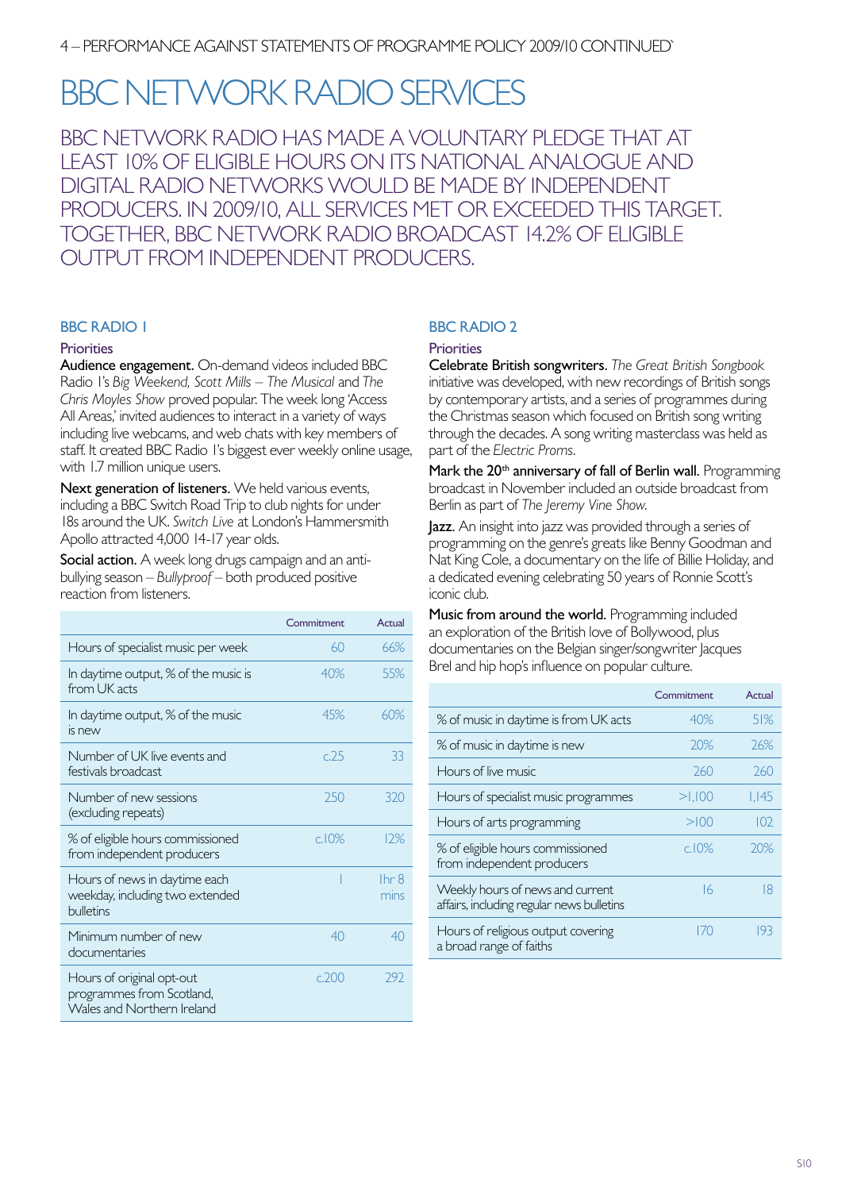# BBC NETWORK RADIO SERVICES

BBC NETWORK RADIO HAS MADE A VOLUNTARY PLEDGE THAT AT LEAST 10% OF ELIGIBLE HOURS ON ITS NATIONAL ANALOGUE AND DIGITAL RADIO NETWORKS WOULD BE MADE BY INDEPENDENT PRODUCERS. IN 2009/10, ALL SERVICES MET OR EXCEEDED THIS TARGET. TOGETHER, BBC NETWORK RADIO BROADCAST 14.2% OF ELIGIBLE OUTPUT FROM INDEPENDENT PRODUCERS.

## BBC RADIO 1

### Priorities

**Audience engagement.** On-demand videos included BBC Radio 1's *Big Weekend, Scott Mills – The Musical* and *The Chris Moyles Show* proved popular. The week long 'Access All Areas,' invited audiences to interact in a variety of ways including live webcams, and web chats with key members of staff. It created BBC Radio 1's biggest ever weekly online usage, with 1.7 million unique users.

**Next generation of listeners.** We held various events, including a BBC Switch Road Trip to club nights for under 18s around the UK. *Switch Live* at London's Hammersmith Apollo attracted 4,000 14-17 year olds.

**Social action.** A week long drugs campaign and an anti-bullying season – *Bullyproof* – both produced positive reaction from listeners.

| | Commitment | Actual |
|---|---|---|
| Hours of specialist music per week | 60 | 66% |
| In daytime output, % of the music is from UK acts | 40% | 55% |
| In daytime output, % of the music is new | 45% | 60% |
| Number of UK live events and festivals broadcast | c.25 | 33 |
| Number of new sessions (excluding repeats) | 250 | 320 |
| % of eligible hours commissioned from independent producers | c.10% | 12% |
| Hours of news in daytime each weekday, including two extended bulletins | 1 | 1hr 8 mins |
| Minimum number of new documentaries | 40 | 40 |
| Hours of original opt-out programmes from Scotland, Wales and Northern Ireland | c.200 | 292 |

## BBC RADIO 2

### Priorities

**Celebrate British songwriters.** *The Great British Songbook* initiative was developed, with new recordings of British songs by contemporary artists, and a series of programmes during the Christmas season which focused on British song writing through the decades. A song writing masterclass was held as part of the *Electric Proms*.

**Mark the 20th anniversary of fall of Berlin wall.** Programming broadcast in November included an outside broadcast from Berlin as part of *The Jeremy Vine Show*.

**Jazz.** An insight into jazz was provided through a series of programming on the genre's greats like Benny Goodman and Nat King Cole, a documentary on the life of Billie Holiday, and a dedicated evening celebrating 50 years of Ronnie Scott's iconic club.

**Music from around the world.** Programming included an exploration of the British love of Bollywood, plus documentaries on the Belgian singer/songwriter Jacques Brel and hip hop's influence on popular culture.

| | Commitment | Actual |
|---|---|---|
| % of music in daytime is from UK acts | 40% | 51% |
| % of music in daytime is new | 20% | 26% |
| Hours of live music | 260 | 260 |
| Hours of specialist music programmes | >1,100 | 1,145 |
| Hours of arts programming | >100 | 102 |
| % of eligible hours commissioned from independent producers | c.10% | 20% |
| Weekly hours of news and current affairs, including regular news bulletins | 16 | 18 |
| Hours of religious output covering a broad range of faiths | 170 | 193 |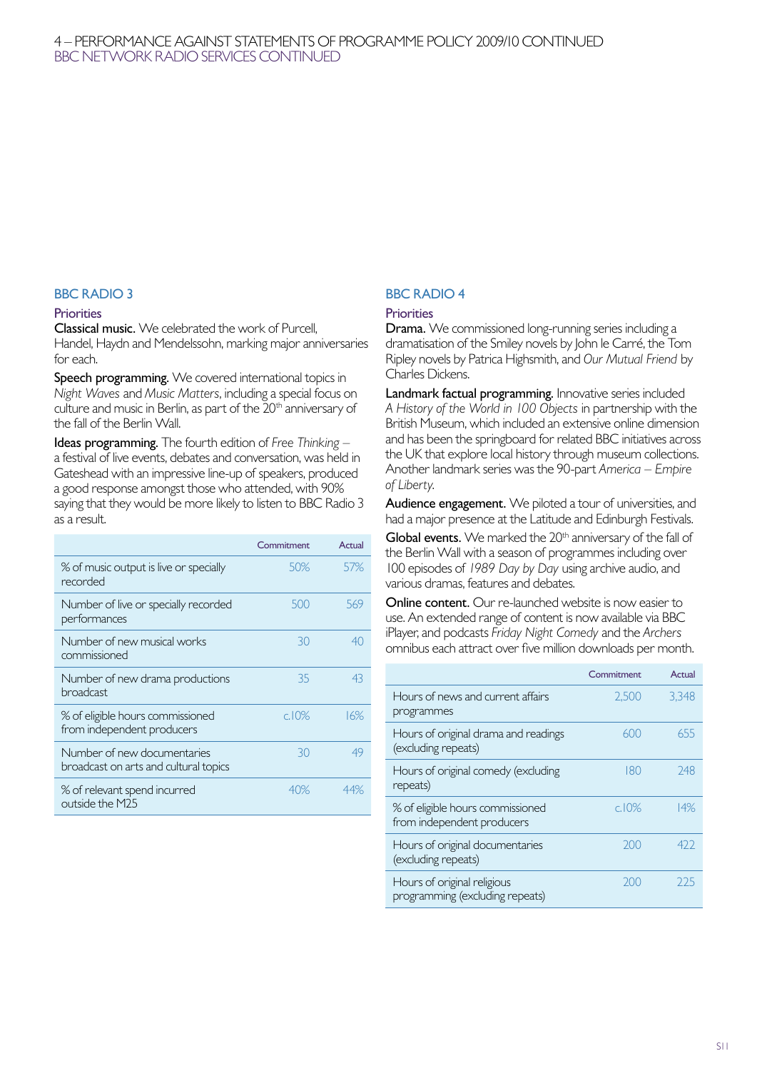# 4 – PERFORMANCE AGAINST STATEMENTS OF PROGRAMME POLICY 2009/10 CONTINUED

## BBC NETWORK RADIO SERVICES CONTINUED

### BBC RADIO 3

#### Priorities

**Classical music.** We celebrated the work of Purcell, Handel, Haydn and Mendelssohn, marking major anniversaries for each.

**Speech programming.** We covered international topics in *Night Waves* and *Music Matters*, including a special focus on culture and music in Berlin, as part of the 20th anniversary of the fall of the Berlin Wall.

**Ideas programming.** The fourth edition of *Free Thinking* – a festival of live events, debates and conversation, was held in Gateshead with an impressive line-up of speakers, produced a good response amongst those who attended, with 90% saying that they would be more likely to listen to BBC Radio 3 as a result.

| | Commitment | Actual |
|---|---|---|
| % of music output is live or specially recorded | 50% | 57% |
| Number of live or specially recorded performances | 500 | 569 |
| Number of new musical works commissioned | 30 | 40 |
| Number of new drama productions broadcast | 35 | 43 |
| % of eligible hours commissioned from independent producers | c.10% | 16% |
| Number of new documentaries broadcast on arts and cultural topics | 30 | 49 |
| % of relevant spend incurred outside the M25 | 40% | 44% |

### BBC RADIO 4

#### Priorities

**Drama.** We commissioned long-running series including a dramatisation of the Smiley novels by John le Carré, the Tom Ripley novels by Patrica Highsmith, and *Our Mutual Friend* by Charles Dickens.

**Landmark factual programming.** Innovative series included *A History of the World in 100 Objects* in partnership with the British Museum, which included an extensive online dimension and has been the springboard for related BBC initiatives across the UK that explore local history through museum collections. Another landmark series was the 90-part *America – Empire of Liberty*.

**Audience engagement.** We piloted a tour of universities, and had a major presence at the Latitude and Edinburgh Festivals.

**Global events.** We marked the 20th anniversary of the fall of the Berlin Wall with a season of programmes including over 100 episodes of *1989 Day by Day* using archive audio, and various dramas, features and debates.

**Online content.** Our re-launched website is now easier to use. An extended range of content is now available via BBC iPlayer, and podcasts *Friday Night Comedy* and the *Archers* omnibus each attract over five million downloads per month.

| | Commitment | Actual |
|---|---|---|
| Hours of news and current affairs programmes | 2,500 | 3,348 |
| Hours of original drama and readings (excluding repeats) | 600 | 655 |
| Hours of original comedy (excluding repeats) | 180 | 248 |
| % of eligible hours commissioned from independent producers | c.10% | 14% |
| Hours of original documentaries (excluding repeats) | 200 | 422 |
| Hours of original religious programming (excluding repeats) | 200 | 225 |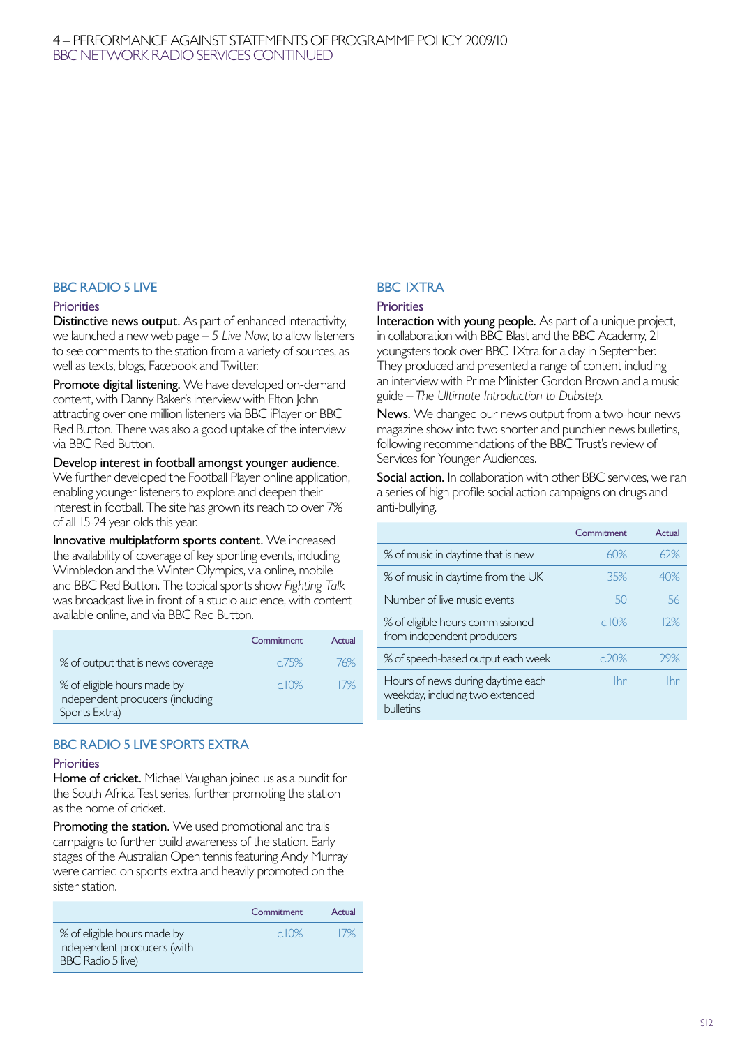# 4 – PERFORMANCE AGAINST STATEMENTS OF PROGRAMME POLICY 2009/10
## BBC NETWORK RADIO SERVICES CONTINUED

## BBC RADIO 5 LIVE

### Priorities

**Distinctive news output.** As part of enhanced interactivity, we launched a new web page – *5 Live Now*, to allow listeners to see comments to the station from a variety of sources, as well as texts, blogs, Facebook and Twitter.

**Promote digital listening.** We have developed on-demand content, with Danny Baker's interview with Elton John attracting over one million listeners via BBC iPlayer or BBC Red Button. There was also a good uptake of the interview via BBC Red Button.

**Develop interest in football amongst younger audience.** We further developed the Football Player online application, enabling younger listeners to explore and deepen their interest in football. The site has grown its reach to over 7% of all 15-24 year olds this year.

**Innovative multiplatform sports content.** We increased the availability of coverage of key sporting events, including Wimbledon and the Winter Olympics, via online, mobile and BBC Red Button. The topical sports show *Fighting Talk* was broadcast live in front of a studio audience, with content available online, and via BBC Red Button.

| | Commitment | Actual |
|---|---|---|
| % of output that is news coverage | c.75% | 76% |
| % of eligible hours made by independent producers (including Sports Extra) | c.10% | 17% |

## BBC RADIO 5 LIVE SPORTS EXTRA

### Priorities

**Home of cricket.** Michael Vaughan joined us as a pundit for the South Africa Test series, further promoting the station as the home of cricket.

**Promoting the station.** We used promotional and trails campaigns to further build awareness of the station. Early stages of the Australian Open tennis featuring Andy Murray were carried on sports extra and heavily promoted on the sister station.

| | Commitment | Actual |
|---|---|---|
| % of eligible hours made by independent producers (with BBC Radio 5 live) | c.10% | 17% |

## BBC 1XTRA

### Priorities

**Interaction with young people.** As part of a unique project, in collaboration with BBC Blast and the BBC Academy, 21 youngsters took over BBC 1Xtra for a day in September. They produced and presented a range of content including an interview with Prime Minister Gordon Brown and a music guide – *The Ultimate Introduction to Dubstep*.

**News.** We changed our news output from a two-hour news magazine show into two shorter and punchier news bulletins, following recommendations of the BBC Trust's review of Services for Younger Audiences.

**Social action.** In collaboration with other BBC services, we ran a series of high profile social action campaigns on drugs and anti-bullying.

| | Commitment | Actual |
|---|---|---|
| % of music in daytime that is new | 60% | 62% |
| % of music in daytime from the UK | 35% | 40% |
| Number of live music events | 50 | 56 |
| % of eligible hours commissioned from independent producers | c.10% | 12% |
| % of speech-based output each week | c.20% | 29% |
| Hours of news during daytime each weekday, including two extended bulletins | 1hr | 1hr |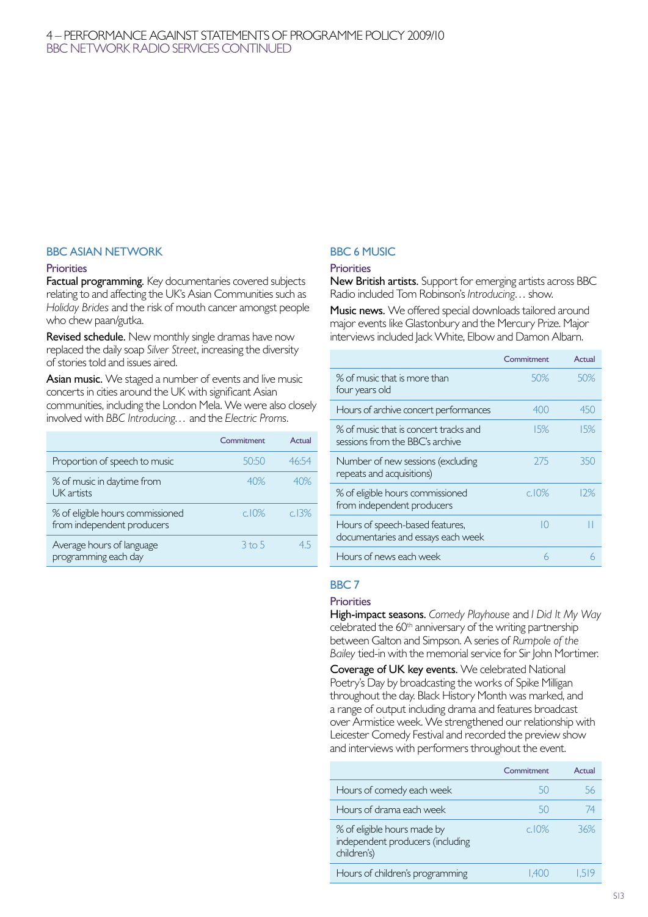# 4 – PERFORMANCE AGAINST STATEMENTS OF PROGRAMME POLICY 2009/10
## BBC NETWORK RADIO SERVICES CONTINUED

### BBC ASIAN NETWORK

#### Priorities

**Factual programming.** Key documentaries covered subjects relating to and affecting the UK's Asian Communities such as *Holiday Brides* and the risk of mouth cancer amongst people who chew paan/gutka.

**Revised schedule.** New monthly single dramas have now replaced the daily soap *Silver Street*, increasing the diversity of stories told and issues aired.

**Asian music.** We staged a number of events and live music concerts in cities around the UK with significant Asian communities, including the London Mela. We were also closely involved with *BBC Introducing…* and the *Electric Proms*.

| | Commitment | Actual |
|---|---|---|
| Proportion of speech to music | 50:50 | 46:54 |
| % of music in daytime from UK artists | 40% | 40% |
| % of eligible hours commissioned from independent producers | c.10% | c.13% |
| Average hours of language programming each day | 3 to 5 | 4.5 |

### BBC 6 MUSIC

#### Priorities

**New British artists.** Support for emerging artists across BBC Radio included Tom Robinson's *Introducing…* show.

**Music news.** We offered special downloads tailored around major events like Glastonbury and the Mercury Prize. Major interviews included Jack White, Elbow and Damon Albarn.

| | Commitment | Actual |
|---|---|---|
| % of music that is more than four years old | 50% | 50% |
| Hours of archive concert performances | 400 | 450 |
| % of music that is concert tracks and sessions from the BBC's archive | 15% | 15% |
| Number of new sessions (excluding repeats and acquisitions) | 275 | 350 |
| % of eligible hours commissioned from independent producers | c.10% | 12% |
| Hours of speech-based features, documentaries and essays each week | 10 | 11 |
| Hours of news each week | 6 | 6 |

### BBC 7

#### Priorities

**High-impact seasons.** *Comedy Playhouse* and *I Did It My Way* celebrated the 60th anniversary of the writing partnership between Galton and Simpson. A series of *Rumpole of the Bailey* tied-in with the memorial service for Sir John Mortimer.

**Coverage of UK key events.** We celebrated National Poetry's Day by broadcasting the works of Spike Milligan throughout the day. Black History Month was marked, and a range of output including drama and features broadcast over Armistice week. We strengthened our relationship with Leicester Comedy Festival and recorded the preview show and interviews with performers throughout the event.

| | Commitment | Actual |
|---|---|---|
| Hours of comedy each week | 50 | 56 |
| Hours of drama each week | 50 | 74 |
| % of eligible hours made by independent producers (including children's) | c.10% | 36% |
| Hours of children's programming | 1,400 | 1,519 |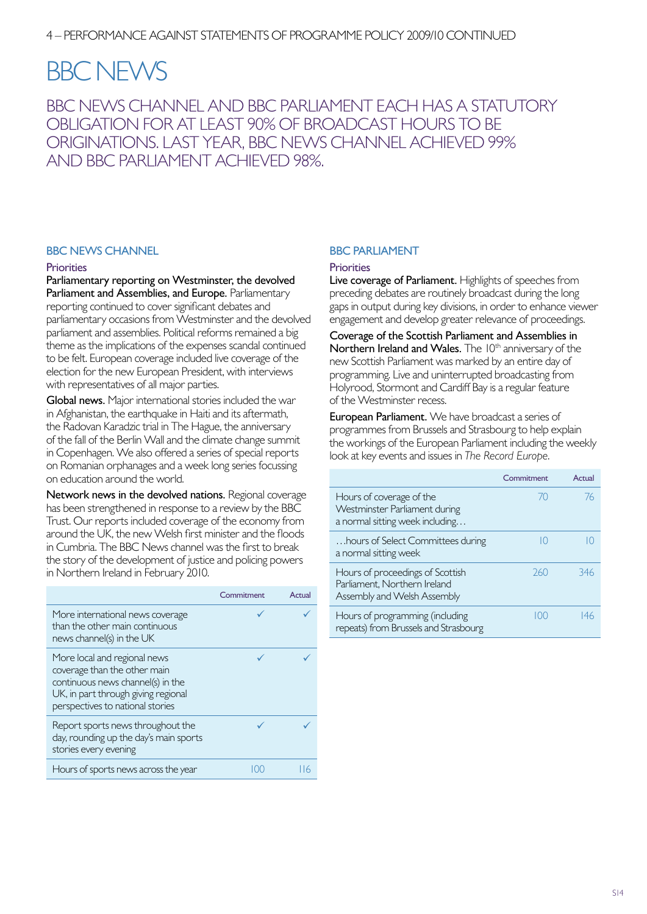# BBC NEWS

## BBC NEWS CHANNEL AND BBC PARLIAMENT EACH HAS A STATUTORY OBLIGATION FOR AT LEAST 90% OF BROADCAST HOURS TO BE ORIGINATIONS. LAST YEAR, BBC NEWS CHANNEL ACHIEVED 99% AND BBC PARLIAMENT ACHIEVED 98%.

### BBC NEWS CHANNEL

#### Priorities

**Parliamentary reporting on Westminster, the devolved Parliament and Assemblies, and Europe.** Parliamentary reporting continued to cover significant debates and parliamentary occasions from Westminster and the devolved parliament and assemblies. Political reforms remained a big theme as the implications of the expenses scandal continued to be felt. European coverage included live coverage of the election for the new European President, with interviews with representatives of all major parties.

**Global news.** Major international stories included the war in Afghanistan, the earthquake in Haiti and its aftermath, the Radovan Karadzic trial in The Hague, the anniversary of the fall of the Berlin Wall and the climate change summit in Copenhagen. We also offered a series of special reports on Romanian orphanages and a week long series focussing on education around the world.

**Network news in the devolved nations.** Regional coverage has been strengthened in response to a review by the BBC Trust. Our reports included coverage of the economy from around the UK, the new Welsh first minister and the floods in Cumbria. The BBC News channel was the first to break the story of the development of justice and policing powers in Northern Ireland in February 2010.

| | Commitment | Actual |
|---|---|---|
| More international news coverage than the other main continuous news channel(s) in the UK | ✓ | ✓ |
| More local and regional news coverage than the other main continuous news channel(s) in the UK, in part through giving regional perspectives to national stories | ✓ | ✓ |
| Report sports news throughout the day, rounding up the day's main sports stories every evening | ✓ | ✓ |
| Hours of sports news across the year | 100 | 116 |

### BBC PARLIAMENT

#### Priorities

**Live coverage of Parliament.** Highlights of speeches from preceding debates are routinely broadcast during the long gaps in output during key divisions, in order to enhance viewer engagement and develop greater relevance of proceedings.

**Coverage of the Scottish Parliament and Assemblies in Northern Ireland and Wales.** The 10th anniversary of the new Scottish Parliament was marked by an entire day of programming. Live and uninterrupted broadcasting from Holyrood, Stormont and Cardiff Bay is a regular feature of the Westminster recess.

**European Parliament.** We have broadcast a series of programmes from Brussels and Strasbourg to help explain the workings of the European Parliament including the weekly look at key events and issues in *The Record Europe*.

| | Commitment | Actual |
|---|---|---|
| Hours of coverage of the Westminster Parliament during a normal sitting week including… | 70 | 76 |
| …hours of Select Committees during a normal sitting week | 10 | 10 |
| Hours of proceedings of Scottish Parliament, Northern Ireland Assembly and Welsh Assembly | 260 | 346 |
| Hours of programming (including repeats) from Brussels and Strasbourg | 100 | 146 |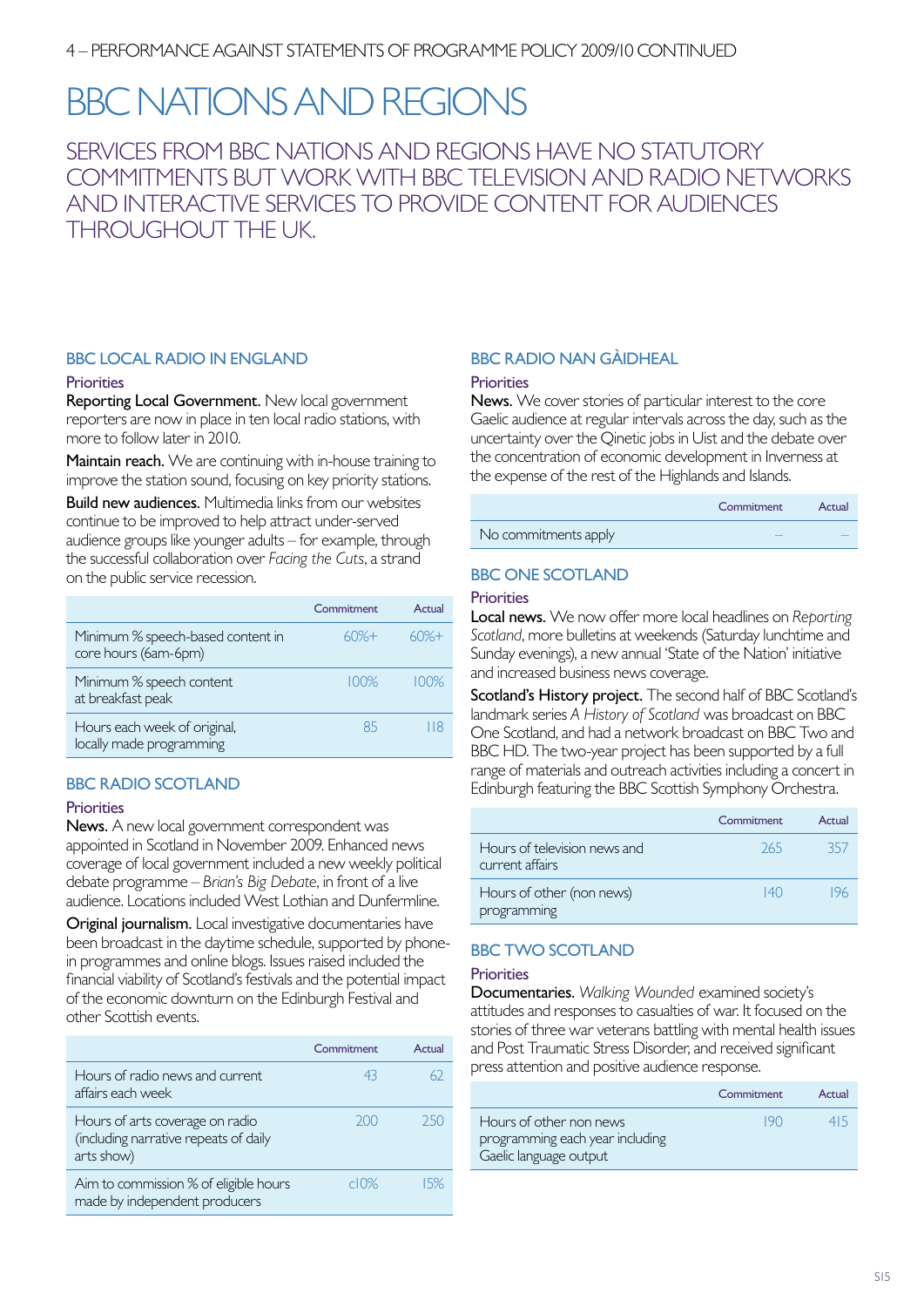4 – PERFORMANCE AGAINST STATEMENTS OF PROGRAMME POLICY 2009/10 CONTINUED

# BBC NATIONS AND REGIONS

## SERVICES FROM BBC NATIONS AND REGIONS HAVE NO STATUTORY COMMITMENTS BUT WORK WITH BBC TELEVISION AND RADIO NETWORKS AND INTERACTIVE SERVICES TO PROVIDE CONTENT FOR AUDIENCES THROUGHOUT THE UK.

### BBC LOCAL RADIO IN ENGLAND

#### Priorities

**Reporting Local Government.** New local government reporters are now in place in ten local radio stations, with more to follow later in 2010.

**Maintain reach.** We are continuing with in-house training to improve the station sound, focusing on key priority stations.

**Build new audiences.** Multimedia links from our websites continue to be improved to help attract under-served audience groups like younger adults – for example, through the successful collaboration over *Facing the Cuts*, a strand on the public service recession.

| | Commitment | Actual |
|---|---|---|
| Minimum % speech-based content in core hours (6am-6pm) | 60%+ | 60%+ |
| Minimum % speech content at breakfast peak | 100% | 100% |
| Hours each week of original, locally made programming | 85 | 118 |

### BBC RADIO SCOTLAND

#### Priorities

**News.** A new local government correspondent was appointed in Scotland in November 2009. Enhanced news coverage of local government included a new weekly political debate programme – *Brian's Big Debate*, in front of a live audience. Locations included West Lothian and Dunfermline.

**Original journalism.** Local investigative documentaries have been broadcast in the daytime schedule, supported by phone-in programmes and online blogs. Issues raised included the financial viability of Scotland's festivals and the potential impact of the economic downturn on the Edinburgh Festival and other Scottish events.

| | Commitment | Actual |
|---|---|---|
| Hours of radio news and current affairs each week | 43 | 62 |
| Hours of arts coverage on radio (including narrative repeats of daily arts show) | 200 | 250 |
| Aim to commission % of eligible hours made by independent producers | c10% | 15% |

### BBC RADIO NAN GÀIDHEAL

#### Priorities

**News.** We cover stories of particular interest to the core Gaelic audience at regular intervals across the day, such as the uncertainty over the Qinetic jobs in Uist and the debate over the concentration of economic development in Inverness at the expense of the rest of the Highlands and Islands.

| | Commitment | Actual |
|---|---|---|
| No commitments apply | – | – |

### BBC ONE SCOTLAND

#### Priorities

**Local news.** We now offer more local headlines on *Reporting Scotland*, more bulletins at weekends (Saturday lunchtime and Sunday evenings), a new annual 'State of the Nation' initiative and increased business news coverage.

**Scotland's History project.** The second half of BBC Scotland's landmark series *A History of Scotland* was broadcast on BBC One Scotland, and had a network broadcast on BBC Two and BBC HD. The two-year project has been supported by a full range of materials and outreach activities including a concert in Edinburgh featuring the BBC Scottish Symphony Orchestra.

| | Commitment | Actual |
|---|---|---|
| Hours of television news and current affairs | 265 | 357 |
| Hours of other (non news) programming | 140 | 196 |

### BBC TWO SCOTLAND

#### Priorities

**Documentaries.** *Walking Wounded* examined society's attitudes and responses to casualties of war. It focused on the stories of three war veterans battling with mental health issues and Post Traumatic Stress Disorder, and received significant press attention and positive audience response.

| | Commitment | Actual |
|---|---|---|
| Hours of other non news programming each year including Gaelic language output | 190 | 415 |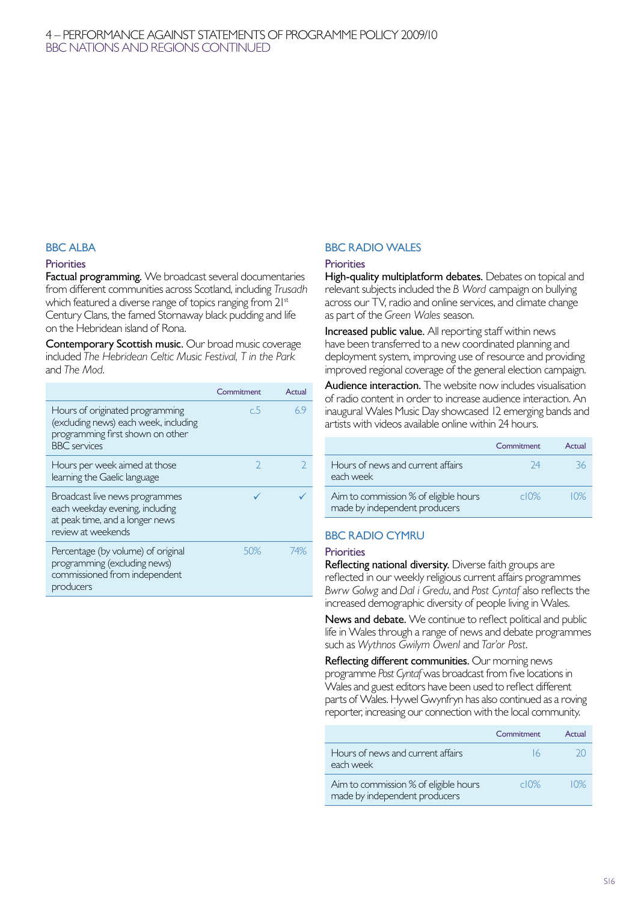## BBC ALBA

### Priorities

**Factual programming.** We broadcast several documentaries from different communities across Scotland, including *Trusadh* which featured a diverse range of topics ranging from 21st Century Clans, the famed Stornaway black pudding and life on the Hebridean island of Rona.

**Contemporary Scottish music.** Our broad music coverage included *The Hebridean Celtic Music Festival, T in the Park* and *The Mod*.

| | Commitment | Actual |
|---|---|---|
| Hours of originated programming (excluding news) each week, including programming first shown on other BBC services | c.5 | 6.9 |
| Hours per week aimed at those learning the Gaelic language | 2 | 2 |
| Broadcast live news programmes each weekday evening, including at peak time, and a longer news review at weekends | ✓ | ✓ |
| Percentage (by volume) of original programming (excluding news) commissioned from independent producers | 50% | 74% |

## BBC RADIO WALES

### Priorities

**High-quality multiplatform debates.** Debates on topical and relevant subjects included the *B Word* campaign on bullying across our TV, radio and online services, and climate change as part of the *Green Wales* season.

**Increased public value.** All reporting staff within news have been transferred to a new coordinated planning and deployment system, improving use of resource and providing improved regional coverage of the general election campaign.

**Audience interaction.** The website now includes visualisation of radio content in order to increase audience interaction. An inaugural Wales Music Day showcased 12 emerging bands and artists with videos available online within 24 hours.

| | Commitment | Actual |
|---|---|---|
| Hours of news and current affairs each week | 24 | 36 |
| Aim to commission % of eligible hours made by independent producers | c10% | 10% |

## BBC RADIO CYMRU

### Priorities

**Reflecting national diversity.** Diverse faith groups are reflected in our weekly religious current affairs programmes *Bwrw Golwg* and *Dal i Gredu*, and *Post Cyntaf* also reflects the increased demographic diversity of people living in Wales.

**News and debate.** We continue to reflect political and public life in Wales through a range of news and debate programmes such as *Wythnos Gwilym Owenl* and *Tar'or Post*.

**Reflecting different communities.** Our morning news programme *Post Cyntaf* was broadcast from five locations in Wales and guest editors have been used to reflect different parts of Wales. Hywel Gwynfryn has also continued as a roving reporter, increasing our connection with the local community.

| | Commitment | Actual |
|---|---|---|
| Hours of news and current affairs each week | 16 | 20 |
| Aim to commission % of eligible hours made by independent producers | c10% | 10% |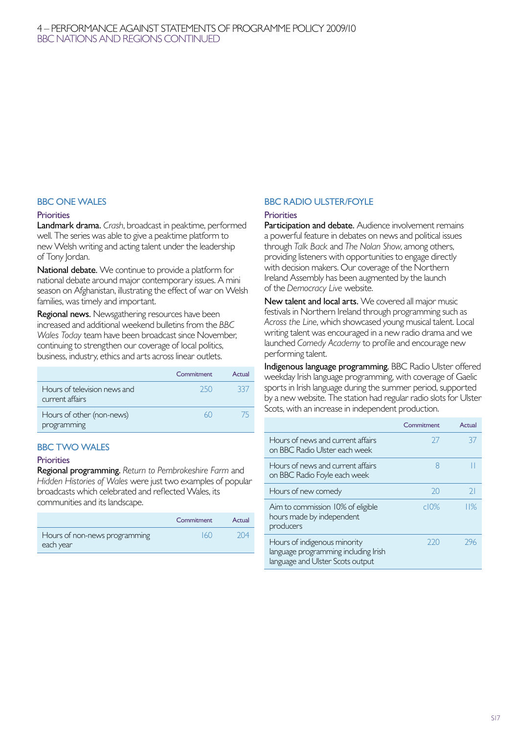# 4 – PERFORMANCE AGAINST STATEMENTS OF PROGRAMME POLICY 2009/10
## BBC NATIONS AND REGIONS CONTINUED

### BBC ONE WALES

#### Priorities

**Landmark drama.** *Crash*, broadcast in peaktime, performed well. The series was able to give a peaktime platform to new Welsh writing and acting talent under the leadership of Tony Jordan.

**National debate.** We continue to provide a platform for national debate around major contemporary issues. A mini season on Afghanistan, illustrating the effect of war on Welsh families, was timely and important.

**Regional news.** Newsgathering resources have been increased and additional weekend bulletins from the *BBC Wales Today* team have been broadcast since November, continuing to strengthen our coverage of local politics, business, industry, ethics and arts across linear outlets.

| | Commitment | Actual |
|---|---|---|
| Hours of television news and current affairs | 250 | 337 |
| Hours of other (non-news) programming | 60 | 75 |

### BBC TWO WALES

#### Priorities

**Regional programming.** *Return to Pembrokeshire Farm* and *Hidden Histories of Wales* were just two examples of popular broadcasts which celebrated and reflected Wales, its communities and its landscape.

| | Commitment | Actual |
|---|---|---|
| Hours of non-news programming each year | 160 | 204 |

### BBC RADIO ULSTER/FOYLE

#### Priorities

**Participation and debate.** Audience involvement remains a powerful feature in debates on news and political issues through *Talk Back* and *The Nolan Show*, among others, providing listeners with opportunities to engage directly with decision makers. Our coverage of the Northern Ireland Assembly has been augmented by the launch of the *Democracy Live* website.

**New talent and local arts.** We covered all major music festivals in Northern Ireland through programming such as *Across the Line*, which showcased young musical talent. Local writing talent was encouraged in a new radio drama and we launched *Comedy Academy* to profile and encourage new performing talent.

**Indigenous language programming.** BBC Radio Ulster offered weekday Irish language programming, with coverage of Gaelic sports in Irish language during the summer period, supported by a new website. The station had regular radio slots for Ulster Scots, with an increase in independent production.

| | Commitment | Actual |
|---|---|---|
| Hours of news and current affairs on BBC Radio Ulster each week | 27 | 37 |
| Hours of news and current affairs on BBC Radio Foyle each week | 8 | 11 |
| Hours of new comedy | 20 | 21 |
| Aim to commission 10% of eligible hours made by independent producers | c10% | 11% |
| Hours of indigenous minority language programming including Irish language and Ulster Scots output | 220 | 296 |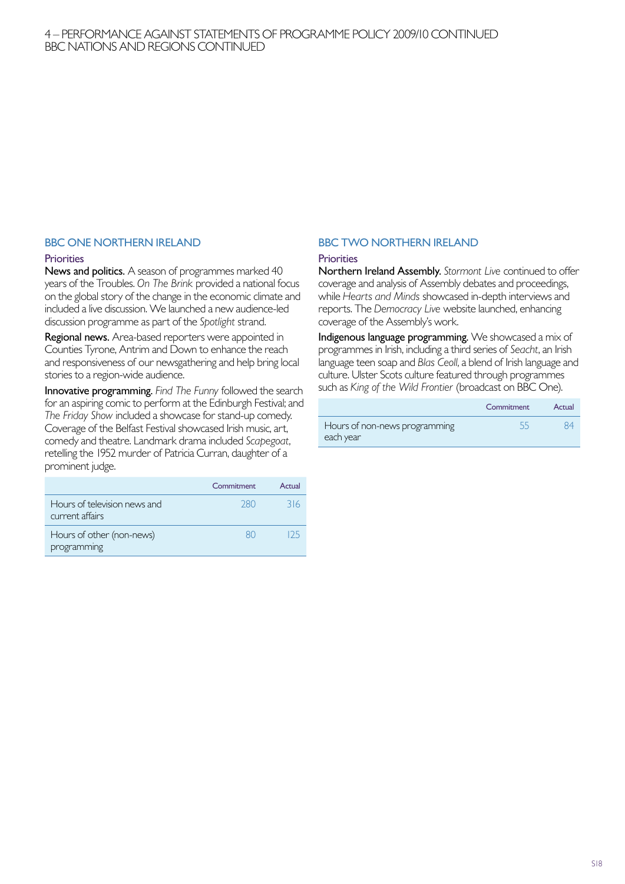4 – PERFORMANCE AGAINST STATEMENTS OF PROGRAMME POLICY 2009/10 CONTINUED
BBC NATIONS AND REGIONS CONTINUED

## BBC ONE NORTHERN IRELAND

### Priorities

**News and politics.** A season of programmes marked 40 years of the Troubles. *On The Brink* provided a national focus on the global story of the change in the economic climate and included a live discussion. We launched a new audience-led discussion programme as part of the *Spotlight* strand.

**Regional news.** Area-based reporters were appointed in Counties Tyrone, Antrim and Down to enhance the reach and responsiveness of our newsgathering and help bring local stories to a region-wide audience.

**Innovative programming.** *Find The Funny* followed the search for an aspiring comic to perform at the Edinburgh Festival; and *The Friday Show* included a showcase for stand-up comedy. Coverage of the Belfast Festival showcased Irish music, art, comedy and theatre. Landmark drama included *Scapegoat*, retelling the 1952 murder of Patricia Curran, daughter of a prominent judge.

| | Commitment | Actual |
|---|---|---|
| Hours of television news and current affairs | 280 | 316 |
| Hours of other (non-news) programming | 80 | 125 |

## BBC TWO NORTHERN IRELAND

### Priorities

**Northern Ireland Assembly.** *Stormont Live* continued to offer coverage and analysis of Assembly debates and proceedings, while *Hearts and Minds* showcased in-depth interviews and reports. The *Democracy Live* website launched, enhancing coverage of the Assembly's work.

**Indigenous language programming.** We showcased a mix of programmes in Irish, including a third series of *Seacht*, an Irish language teen soap and *Blas Ceoil*, a blend of Irish language and culture. Ulster Scots culture featured through programmes such as *King of the Wild Frontier* (broadcast on BBC One).

| | Commitment | Actual |
|---|---|---|
| Hours of non-news programming each year | 55 | 84 |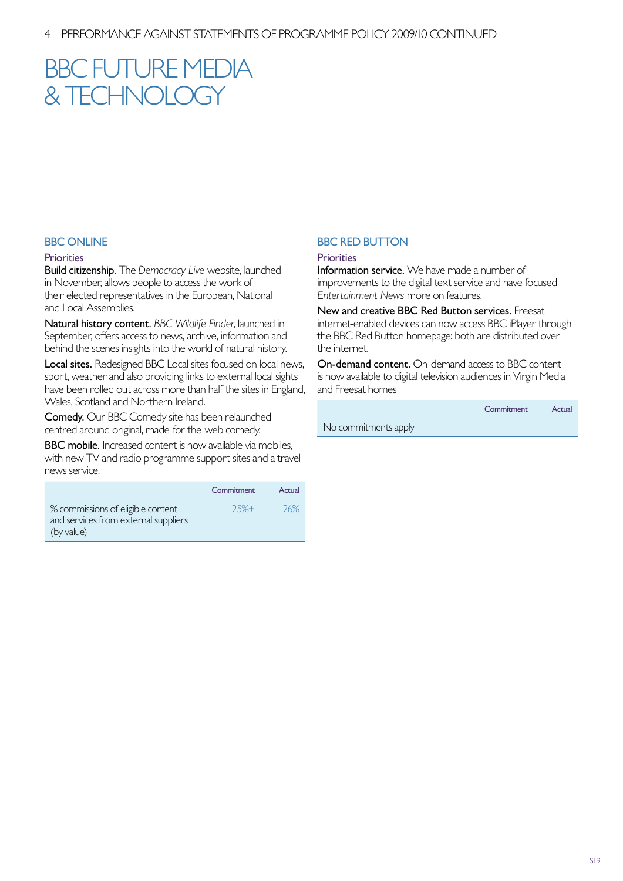4 – PERFORMANCE AGAINST STATEMENTS OF PROGRAMME POLICY 2009/10 CONTINUED

# BBC FUTURE MEDIA & TECHNOLOGY

## BBC ONLINE

### Priorities

**Build citizenship.** The *Democracy Live* website, launched in November, allows people to access the work of their elected representatives in the European, National and Local Assemblies.

**Natural history content.** *BBC Wildlife Finder*, launched in September, offers access to news, archive, information and behind the scenes insights into the world of natural history.

**Local sites.** Redesigned BBC Local sites focused on local news, sport, weather and also providing links to external local sights have been rolled out across more than half the sites in England, Wales, Scotland and Northern Ireland.

**Comedy.** Our BBC Comedy site has been relaunched centred around original, made-for-the-web comedy.

**BBC mobile.** Increased content is now available via mobiles, with new TV and radio programme support sites and a travel news service.

| | Commitment | Actual |
|---|---|---|
| % commissions of eligible content and services from external suppliers (by value) | 25%+ | 26% |

## BBC RED BUTTON

### Priorities

**Information service.** We have made a number of improvements to the digital text service and have focused *Entertainment News* more on features.

**New and creative BBC Red Button services.** Freesat internet-enabled devices can now access BBC iPlayer through the BBC Red Button homepage: both are distributed over the internet.

**On-demand content.** On-demand access to BBC content is now available to digital television audiences in Virgin Media and Freesat homes

| | Commitment | Actual |
|---|---|---|
| No commitments apply | – | – |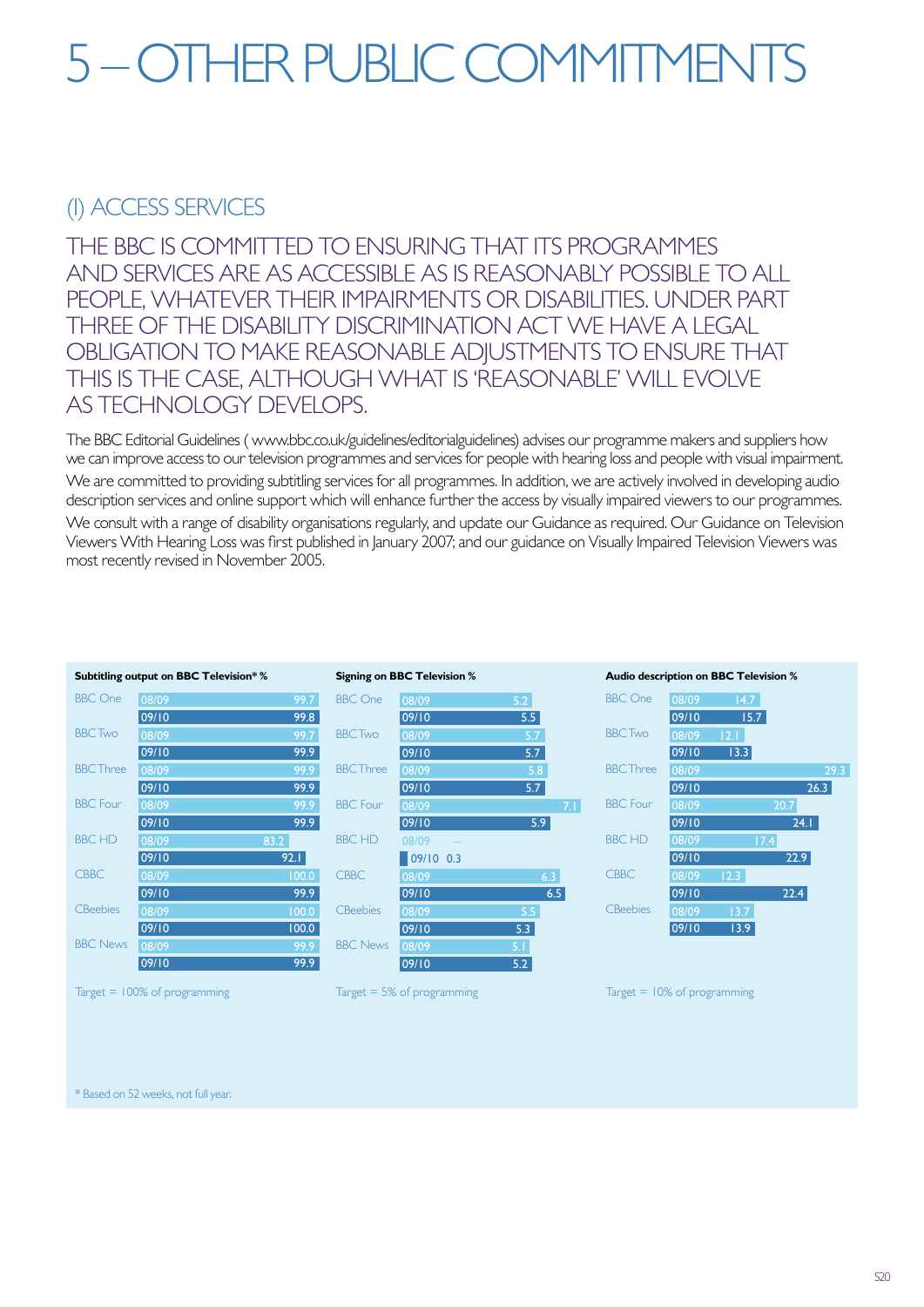# 5 – OTHER PUBLIC COMMITMENTS

## (I) ACCESS SERVICES

### THE BBC IS COMMITTED TO ENSURING THAT ITS PROGRAMMES AND SERVICES ARE AS ACCESSIBLE AS IS REASONABLY POSSIBLE TO ALL PEOPLE, WHATEVER THEIR IMPAIRMENTS OR DISABILITIES. UNDER PART THREE OF THE DISABILITY DISCRIMINATION ACT WE HAVE A LEGAL OBLIGATION TO MAKE REASONABLE ADJUSTMENTS TO ENSURE THAT THIS IS THE CASE, ALTHOUGH WHAT IS 'REASONABLE' WILL EVOLVE AS TECHNOLOGY DEVELOPS.

The BBC Editorial Guidelines ( www.bbc.co.uk/guidelines/editorialguidelines) advises our programme makers and suppliers how we can improve access to our television programmes and services for people with hearing loss and people with visual impairment.

We are committed to providing subtitling services for all programmes. In addition, we are actively involved in developing audio description services and online support which will enhance further the access by visually impaired viewers to our programmes.

We consult with a range of disability organisations regularly, and update our Guidance as required. Our Guidance on Television Viewers With Hearing Loss was first published in January 2007; and our guidance on Visually Impaired Television Viewers was most recently revised in November 2005.

| | Subtitling output on BBC Television* % | | Signing on BBC Television % | | Audio description on BBC Television % | |
|---|---|---|---|---|---|---|
| | 08/09 | 09/10 | 08/09 | 09/10 | 08/09 | 09/10 |
| BBC One | 99.7 | 99.8 | 5.2 | 5.5 | 14.7 | 15.7 |
| BBC Two | 99.7 | 99.9 | 5.7 | 5.7 | 12.1 | 13.3 |
| BBC Three | 99.9 | 99.9 | 5.8 | 5.7 | 29.3 | 26.3 |
| BBC Four | 99.9 | 99.9 | 7.1 | 5.9 | 20.7 | 24.1 |
| BBC HD | 83.2 | 92.1 | – | 0.3 | 17.4 | 22.9 |
| CBBC | 100.0 | 99.9 | 6.3 | 6.5 | 12.3 | 22.4 |
| CBeebies | 100.0 | 100.0 | 5.5 | 5.3 | 13.7 | 13.9 |
| BBC News | 99.9 | 99.9 | 5.1 | 5.2 | | |
| | Target = 100% of programming | | Target = 5% of programming | | Target = 10% of programming | |

\* Based on 52 weeks, not full year.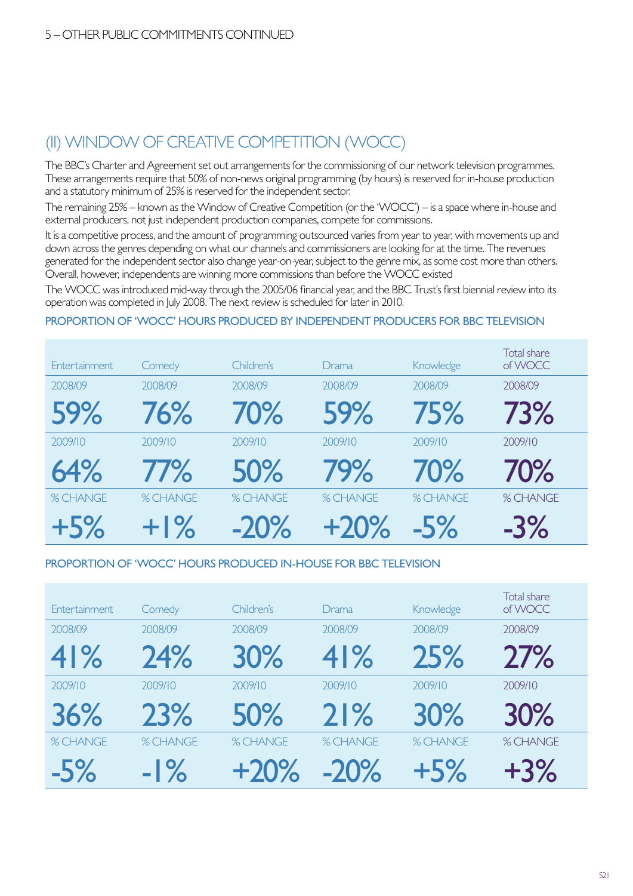5 – OTHER PUBLIC COMMITMENTS CONTINUED

## (II) WINDOW OF CREATIVE COMPETITION (WOCC)

The BBC's Charter and Agreement set out arrangements for the commissioning of our network television programmes. These arrangements require that 50% of non-news original programming (by hours) is reserved for in-house production and a statutory minimum of 25% is reserved for the independent sector.

The remaining 25% – known as the Window of Creative Competition (or the 'WOCC') – is a space where in-house and external producers, not just independent production companies, compete for commissions.

It is a competitive process, and the amount of programming outsourced varies from year to year, with movements up and down across the genres depending on what our channels and commissioners are looking for at the time. The revenues generated for the independent sector also change year-on-year, subject to the genre mix, as some cost more than others. Overall, however, independents are winning more commissions than before the WOCC existed

The WOCC was introduced mid-way through the 2005/06 financial year, and the BBC Trust's first biennial review into its operation was completed in July 2008. The next review is scheduled for later in 2010.

### PROPORTION OF 'WOCC' HOURS PRODUCED BY INDEPENDENT PRODUCERS FOR BBC TELEVISION

| | Entertainment | Comedy | Children's | Drama | Knowledge | Total share of WOCC |
|---|---|---|---|---|---|---|
| 2008/09 | 59% | 76% | 70% | 59% | 75% | 73% |
| 2009/10 | 64% | 77% | 50% | 79% | 70% | 70% |
| % CHANGE | +5% | +1% | -20% | +20% | -5% | -3% |

### PROPORTION OF 'WOCC' HOURS PRODUCED IN-HOUSE FOR BBC TELEVISION

| | Entertainment | Comedy | Children's | Drama | Knowledge | Total share of WOCC |
|---|---|---|---|---|---|---|
| 2008/09 | 41% | 24% | 30% | 41% | 25% | 27% |
| 2009/10 | 36% | 23% | 50% | 21% | 30% | 30% |
| % CHANGE | -5% | -1% | +20% | -20% | +5% | +3% |